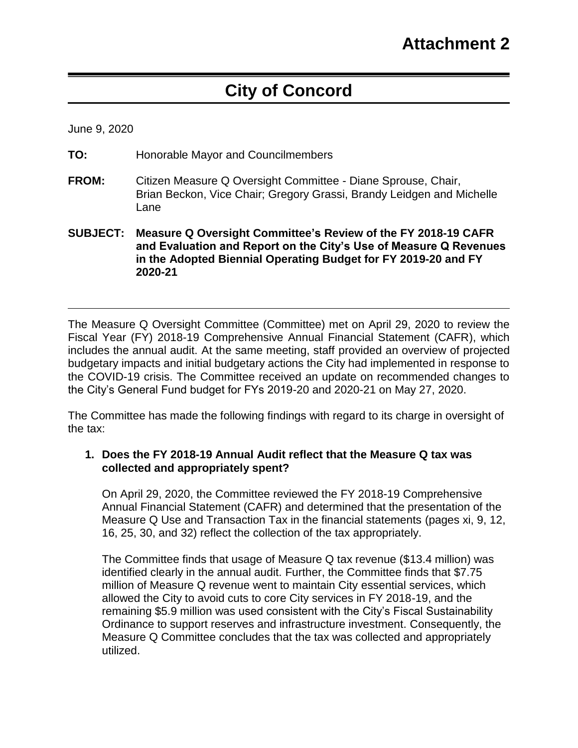# Attachment 2

# City of Concord

June 9, 2020

**TO:** Honorable Mayor and Councilmembers

**FROM:** Citizen Measure Q Oversight Committee - Diane Sprouse, Chair, Brian Beckon, Vice Chair; Gregory Grassi, Brandy Leidgen and Michelle Lane

**SUBJECT: Measure Q Oversight Committee's Review of the FY 2018-19 CAFR and Evaluation and Report on the City's Use of Measure Q Revenues in the Adopted Biennial Operating Budget for FY 2019-20 and FY 2020-21**

---

The Measure Q Oversight Committee (Committee) met on April 29, 2020 to review the Fiscal Year (FY) 2018-19 Comprehensive Annual Financial Statement (CAFR), which includes the annual audit. At the same meeting, staff provided an overview of projected budgetary impacts and initial budgetary actions the City had implemented in response to the COVID-19 crisis. The Committee received an update on recommended changes to the City's General Fund budget for FYs 2019-20 and 2020-21 on May 27, 2020.

The Committee has made the following findings with regard to its charge in oversight of the tax:

1. **Does the FY 2018-19 Annual Audit reflect that the Measure Q tax was collected and appropriately spent?**

   On April 29, 2020, the Committee reviewed the FY 2018-19 Comprehensive Annual Financial Statement (CAFR) and determined that the presentation of the Measure Q Use and Transaction Tax in the financial statements (pages xi, 9, 12, 16, 25, 30, and 32) reflect the collection of the tax appropriately.

   The Committee finds that usage of Measure Q tax revenue ($13.4 million) was identified clearly in the annual audit. Further, the Committee finds that $7.75 million of Measure Q revenue went to maintain City essential services, which allowed the City to avoid cuts to core City services in FY 2018-19, and the remaining $5.9 million was used consistent with the City's Fiscal Sustainability Ordinance to support reserves and infrastructure investment. Consequently, the Measure Q Committee concludes that the tax was collected and appropriately utilized.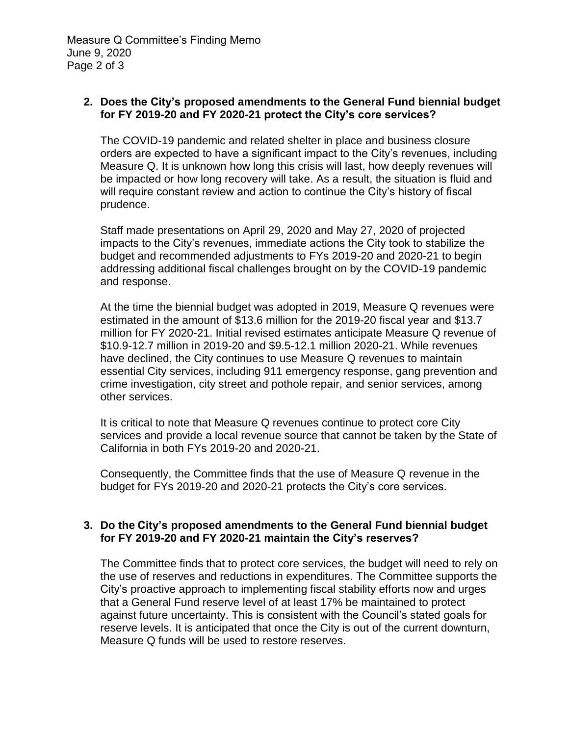**2. Does the City's proposed amendments to the General Fund biennial budget for FY 2019-20 and FY 2020-21 protect the City's core services?**

The COVID-19 pandemic and related shelter in place and business closure orders are expected to have a significant impact to the City's revenues, including Measure Q. It is unknown how long this crisis will last, how deeply revenues will be impacted or how long recovery will take. As a result, the situation is fluid and will require constant review and action to continue the City's history of fiscal prudence.

Staff made presentations on April 29, 2020 and May 27, 2020 of projected impacts to the City's revenues, immediate actions the City took to stabilize the budget and recommended adjustments to FYs 2019-20 and 2020-21 to begin addressing additional fiscal challenges brought on by the COVID-19 pandemic and response.

At the time the biennial budget was adopted in 2019, Measure Q revenues were estimated in the amount of $13.6 million for the 2019-20 fiscal year and $13.7 million for FY 2020-21. Initial revised estimates anticipate Measure Q revenue of $10.9-12.7 million in 2019-20 and $9.5-12.1 million 2020-21. While revenues have declined, the City continues to use Measure Q revenues to maintain essential City services, including 911 emergency response, gang prevention and crime investigation, city street and pothole repair, and senior services, among other services.

It is critical to note that Measure Q revenues continue to protect core City services and provide a local revenue source that cannot be taken by the State of California in both FYs 2019-20 and 2020-21.

Consequently, the Committee finds that the use of Measure Q revenue in the budget for FYs 2019-20 and 2020-21 protects the City's core services.

**3. Do the City's proposed amendments to the General Fund biennial budget for FY 2019-20 and FY 2020-21 maintain the City's reserves?**

The Committee finds that to protect core services, the budget will need to rely on the use of reserves and reductions in expenditures. The Committee supports the City's proactive approach to implementing fiscal stability efforts now and urges that a General Fund reserve level of at least 17% be maintained to protect against future uncertainty. This is consistent with the Council's stated goals for reserve levels. It is anticipated that once the City is out of the current downturn, Measure Q funds will be used to restore reserves.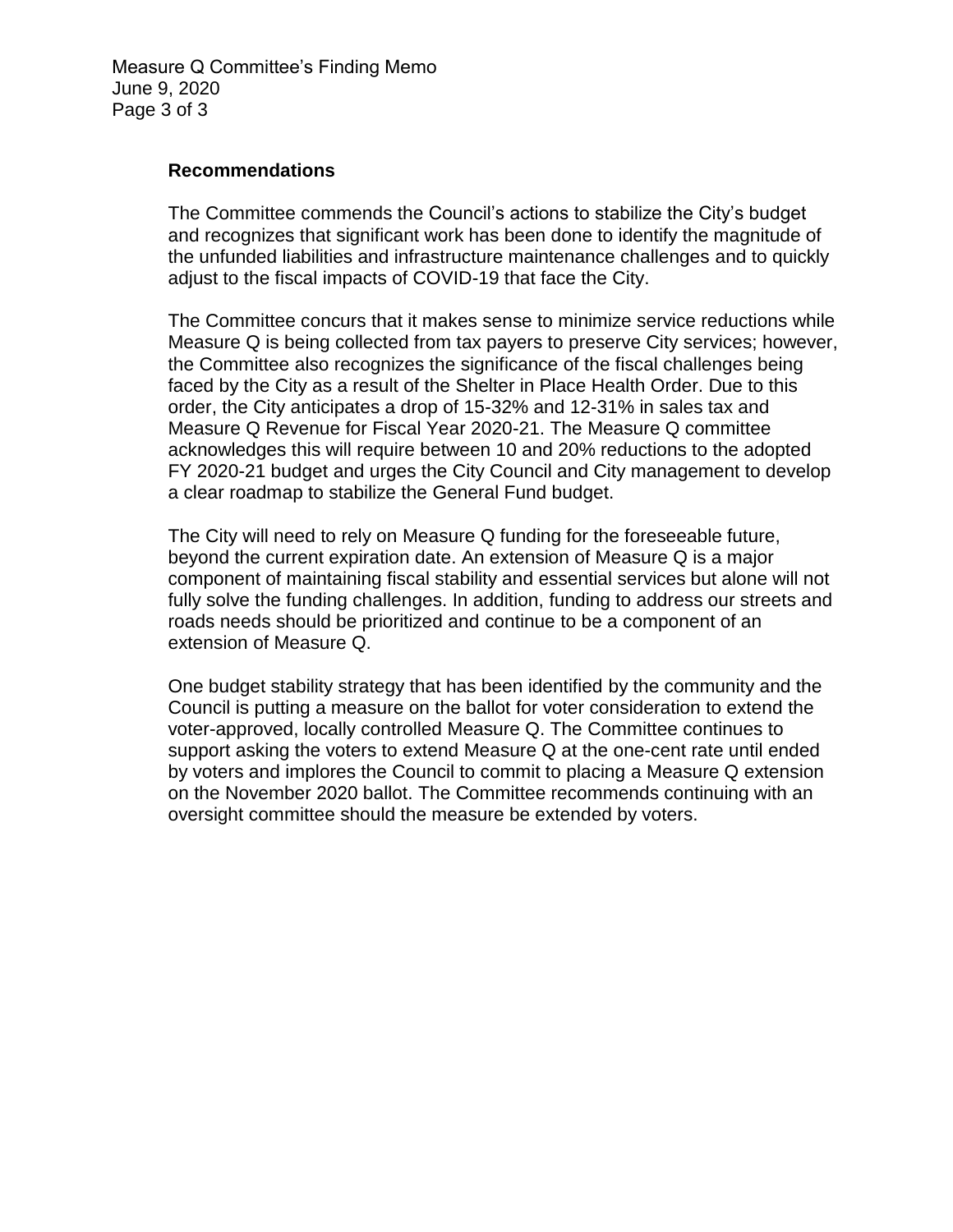## Recommendations

The Committee commends the Council's actions to stabilize the City's budget and recognizes that significant work has been done to identify the magnitude of the unfunded liabilities and infrastructure maintenance challenges and to quickly adjust to the fiscal impacts of COVID-19 that face the City.

The Committee concurs that it makes sense to minimize service reductions while Measure Q is being collected from tax payers to preserve City services; however, the Committee also recognizes the significance of the fiscal challenges being faced by the City as a result of the Shelter in Place Health Order. Due to this order, the City anticipates a drop of 15-32% and 12-31% in sales tax and Measure Q Revenue for Fiscal Year 2020-21. The Measure Q committee acknowledges this will require between 10 and 20% reductions to the adopted FY 2020-21 budget and urges the City Council and City management to develop a clear roadmap to stabilize the General Fund budget.

The City will need to rely on Measure Q funding for the foreseeable future, beyond the current expiration date. An extension of Measure Q is a major component of maintaining fiscal stability and essential services but alone will not fully solve the funding challenges. In addition, funding to address our streets and roads needs should be prioritized and continue to be a component of an extension of Measure Q.

One budget stability strategy that has been identified by the community and the Council is putting a measure on the ballot for voter consideration to extend the voter-approved, locally controlled Measure Q. The Committee continues to support asking the voters to extend Measure Q at the one-cent rate until ended by voters and implores the Council to commit to placing a Measure Q extension on the November 2020 ballot. The Committee recommends continuing with an oversight committee should the measure be extended by voters.